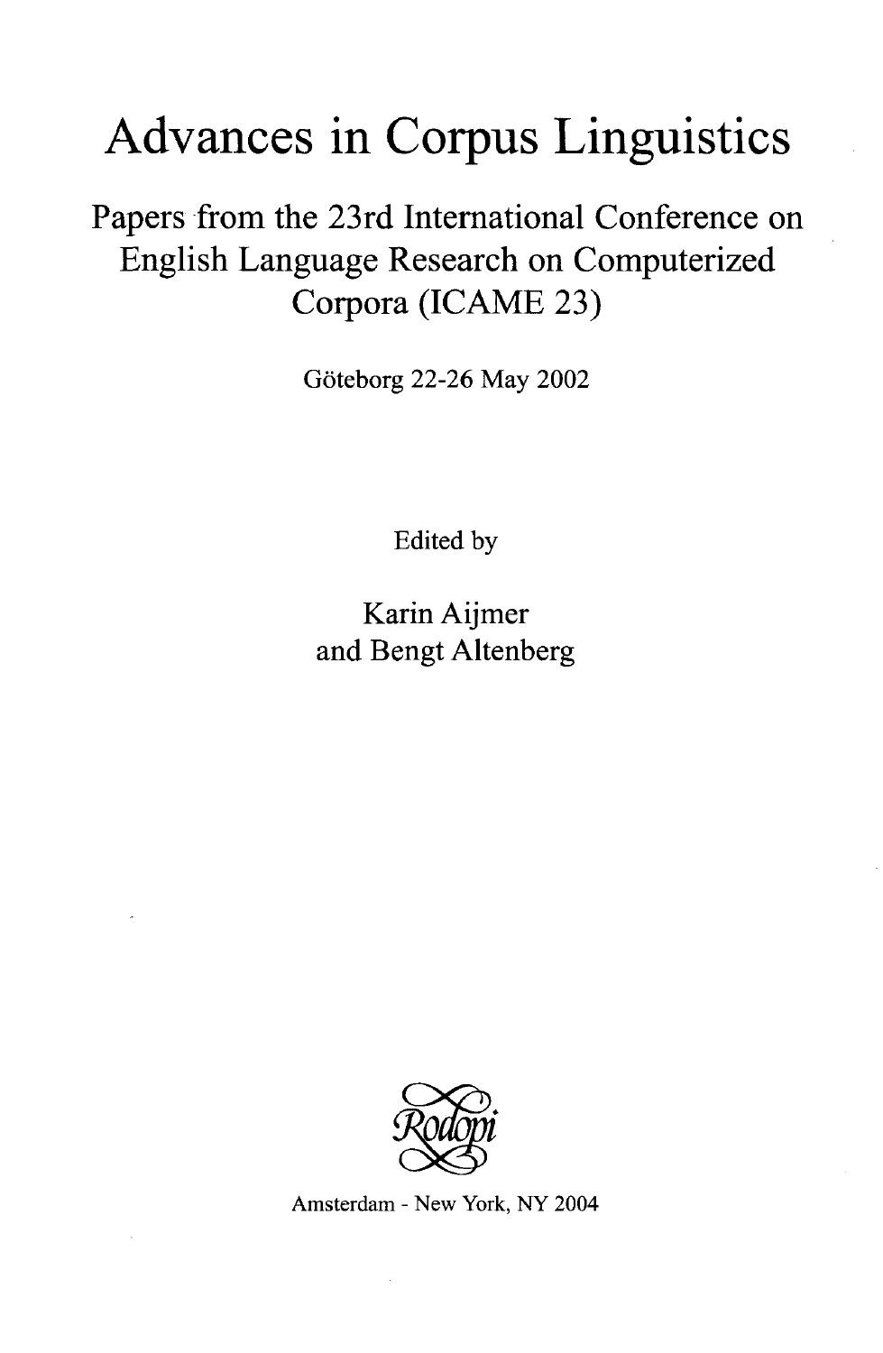# Advances in Corpus Linguistics

## Papers from the 23rd International Conference on English Language Research on Computerized Corpora (ICAME 23)

Göteborg 22-26 May 2002

Edited by

Karin Aijmer
and Bengt Altenberg

Rodopi

Amsterdam - New York, NY 2004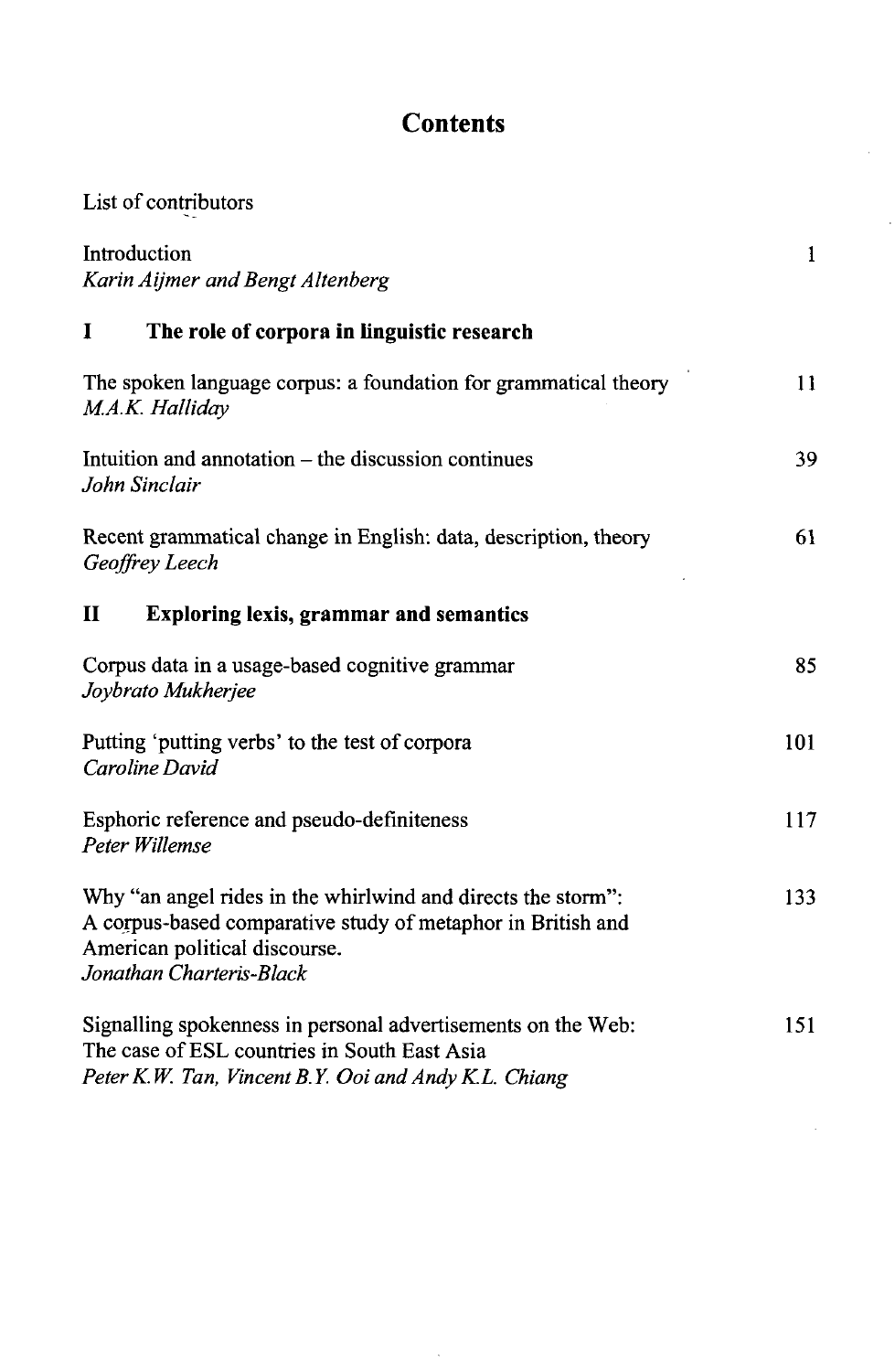# Contents

List of contributors

Introduction — 1
*Karin Aijmer and Bengt Altenberg*

## I The role of corpora in linguistic research

The spoken language corpus: a foundation for grammatical theory — 11
*M.A.K. Halliday*

Intuition and annotation – the discussion continues — 39
*John Sinclair*

Recent grammatical change in English: data, description, theory — 61
*Geoffrey Leech*

## II Exploring lexis, grammar and semantics

Corpus data in a usage-based cognitive grammar — 85
*Joybrato Mukherjee*

Putting 'putting verbs' to the test of corpora — 101
*Caroline David*

Esphoric reference and pseudo-definiteness — 117
*Peter Willemse*

Why "an angel rides in the whirlwind and directs the storm": A corpus-based comparative study of metaphor in British and American political discourse. — 133
*Jonathan Charteris-Black*

Signalling spokenness in personal advertisements on the Web: The case of ESL countries in South East Asia — 151
*Peter K.W. Tan, Vincent B.Y. Ooi and Andy K.L. Chiang*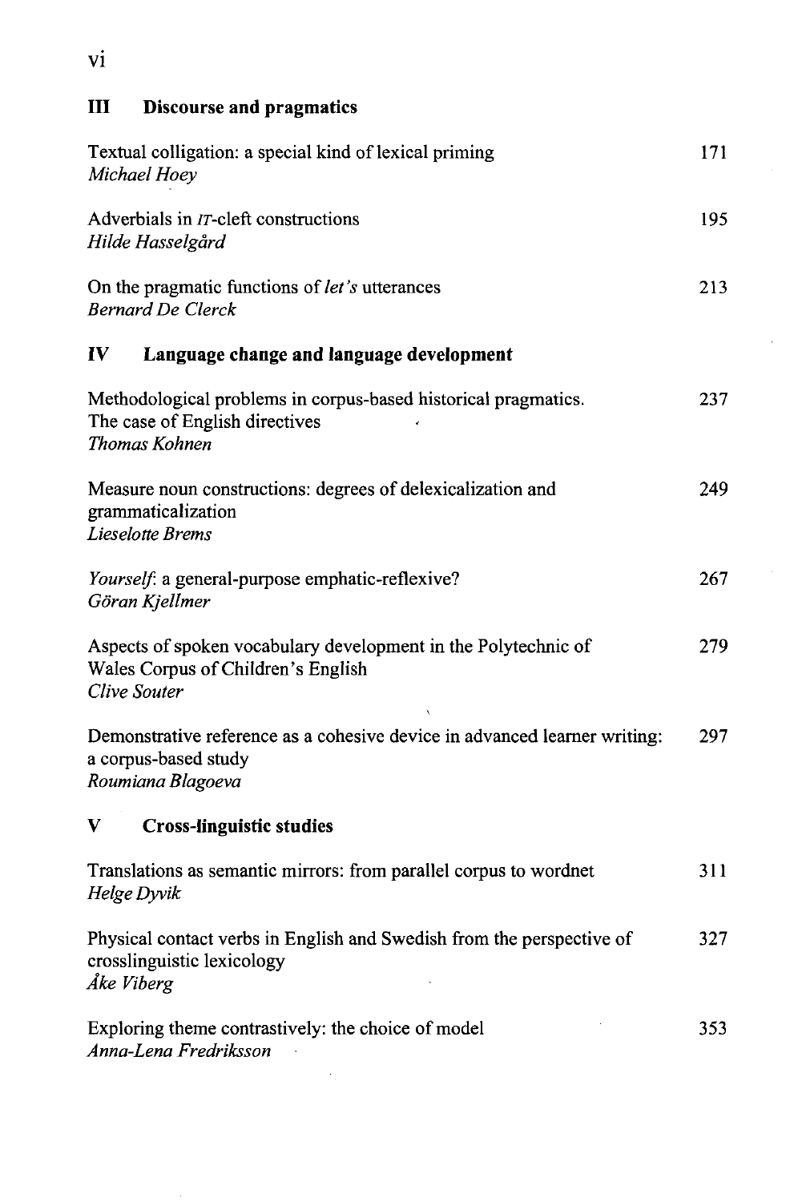## III Discourse and pragmatics

Textual colligation: a special kind of lexical priming — 171
*Michael Hoey*

Adverbials in IT-cleft constructions — 195
*Hilde Hasselgård*

On the pragmatic functions of *let's* utterances — 213
*Bernard De Clerck*

## IV Language change and language development

Methodological problems in corpus-based historical pragmatics. The case of English directives — 237
*Thomas Kohnen*

Measure noun constructions: degrees of delexicalization and grammaticalization — 249
*Lieselotte Brems*

*Yourself*: a general-purpose emphatic-reflexive? — 267
*Göran Kjellmer*

Aspects of spoken vocabulary development in the Polytechnic of Wales Corpus of Children's English — 279
*Clive Souter*

Demonstrative reference as a cohesive device in advanced learner writing: a corpus-based study — 297
*Roumiana Blagoeva*

## V Cross-linguistic studies

Translations as semantic mirrors: from parallel corpus to wordnet — 311
*Helge Dyvik*

Physical contact verbs in English and Swedish from the perspective of crosslinguistic lexicology — 327
*Åke Viberg*

Exploring theme contrastively: the choice of model — 353
*Anna-Lena Fredriksson*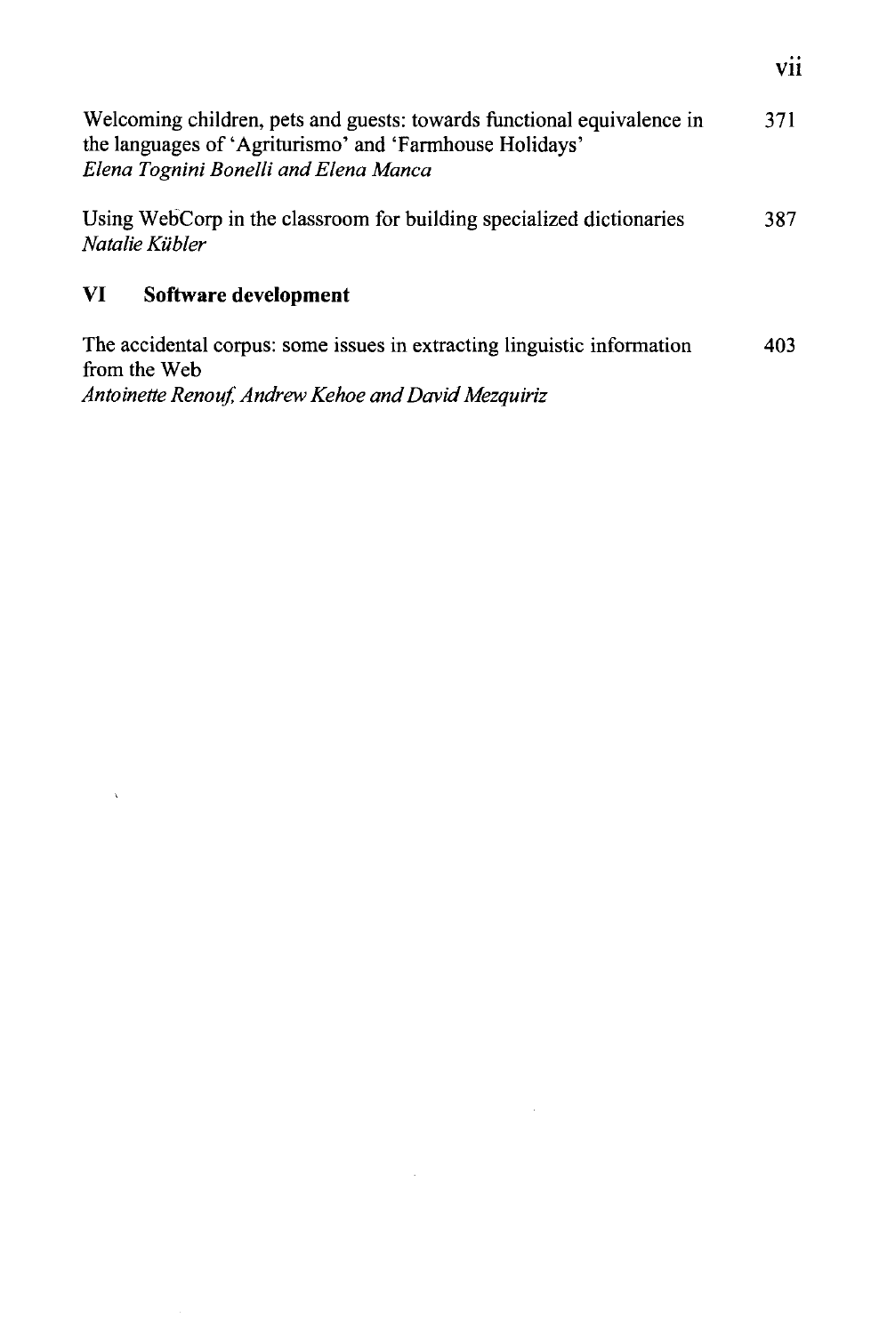Welcoming children, pets and guests: towards functional equivalence in the languages of 'Agriturismo' and 'Farmhouse Holidays' 371
*Elena Tognini Bonelli and Elena Manca*

Using WebCorp in the classroom for building specialized dictionaries 387
*Natalie Kübler*

## VI Software development

The accidental corpus: some issues in extracting linguistic information from the Web 403
*Antoinette Renouf, Andrew Kehoe and David Mezquiriz*